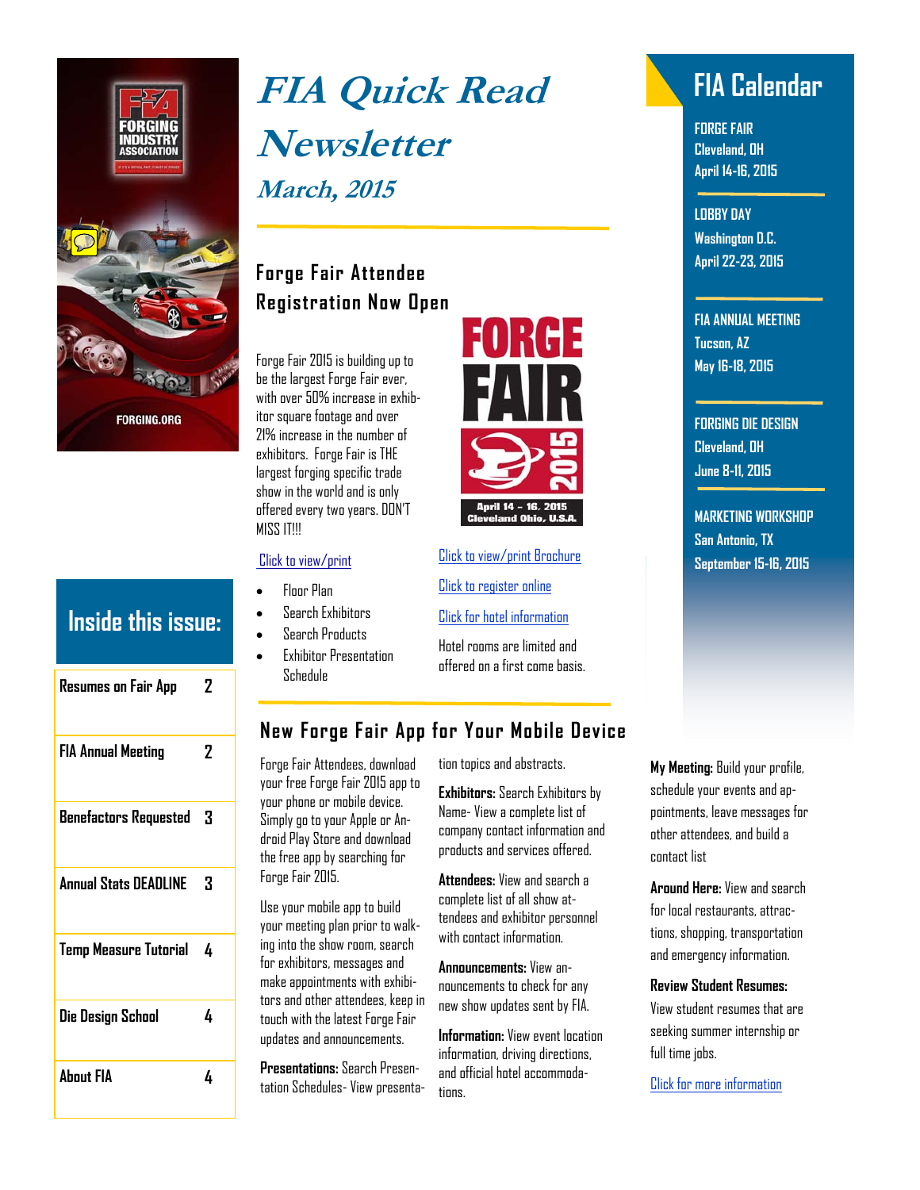# FIA Quick Read Newsletter

## *March, 2015*

## Forge Fair Attendee Registration Now Open

Forge Fair 2015 is building up to be the largest Forge Fair ever, with over 50% increase in exhibitor square footage and over 21% increase in the number of exhibitors. Forge Fair is THE largest forging specific trade show in the world and is only offered every two years. DON'T MISS IT!!!

FORGE FAIR 2015
April 14 – 16, 2015
Cleveland Ohio, U.S.A.

Click to view/print

- Floor Plan
- Search Exhibitors
- Search Products
- Exhibitor Presentation Schedule

Click to view/print Brochure

Click to register online

Click for hotel information

Hotel rooms are limited and offered on a first come basis.

## New Forge Fair App for Your Mobile Device

Forge Fair Attendees, download your free Forge Fair 2015 app to your phone or mobile device. Simply go to your Apple or Android Play Store and download the free app by searching for Forge Fair 2015.

Use your mobile app to build your meeting plan prior to walking into the show room, search for exhibitors, messages and make appointments with exhibitors and other attendees, keep in touch with the latest Forge Fair updates and announcements.

**Presentations:** Search Presentation Schedules- View presentation topics and abstracts.

**Exhibitors:** Search Exhibitors by Name- View a complete list of company contact information and products and services offered.

**Attendees:** View and search a complete list of all show attendees and exhibitor personnel with contact information.

**Announcements:** View announcements to check for any new show updates sent by FIA.

**Information:** View event location information, driving directions, and official hotel accommodations.

**My Meeting:** Build your profile, schedule your events and appointments, leave messages for other attendees, and build a contact list

**Around Here:** View and search for local restaurants, attractions, shopping, transportation and emergency information.

**Review Student Resumes:** View student resumes that are seeking summer internship or full time jobs.

Click for more information

## FIA Calendar

FORGE FAIR
Cleveland, OH
April 14-16, 2015

LOBBY DAY
Washington D.C.
April 22-23, 2015

FIA ANNUAL MEETING
Tucson, AZ
May 16-18, 2015

FORGING DIE DESIGN
Cleveland, OH
June 8-11, 2015

MARKETING WORKSHOP
San Antonio, TX
September 15-16, 2015

## Inside this issue:

| | |
|---|---|
| Resumes on Fair App | 2 |
| FIA Annual Meeting | 2 |
| Benefactors Requested | 3 |
| Annual Stats DEADLINE | 3 |
| Temp Measure Tutorial | 4 |
| Die Design School | 4 |
| About FIA | 4 |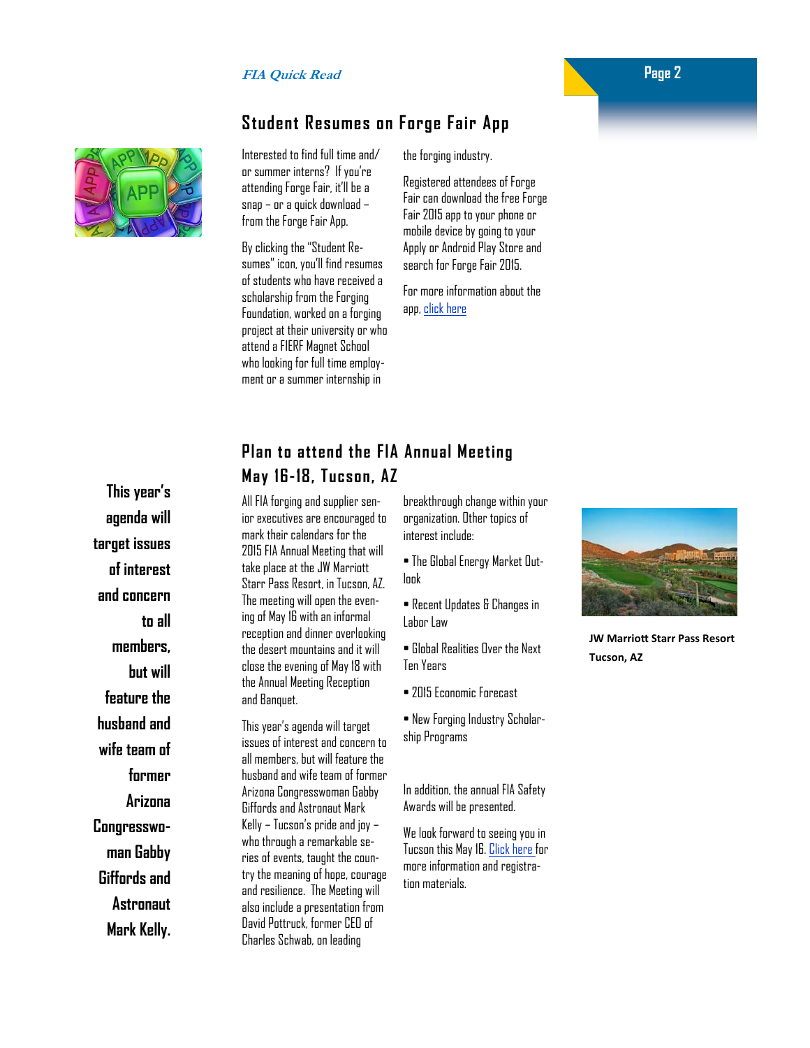## Student Resumes on Forge Fair App

Interested to find full time and/or summer interns? If you're attending Forge Fair, it'll be a snap – or a quick download – from the Forge Fair App.

By clicking the "Student Resumes" icon, you'll find resumes of students who have received a scholarship from the Forging Foundation, worked on a forging project at their university or who attend a FIERF Magnet School who looking for full time employment or a summer internship in the forging industry.

Registered attendees of Forge Fair can download the free Forge Fair 2015 app to your phone or mobile device by going to your Apply or Android Play Store and search for Forge Fair 2015.

For more information about the app, click here

## Plan to attend the FIA Annual Meeting May 16-18, Tucson, AZ

**This year's agenda will target issues of interest and concern to all members, but will feature the husband and wife team of former Arizona Congresswoman Gabby Giffords and Astronaut Mark Kelly.**

All FIA forging and supplier senior executives are encouraged to mark their calendars for the 2015 FIA Annual Meeting that will take place at the JW Marriott Starr Pass Resort, in Tucson, AZ. The meeting will open the evening of May 16 with an informal reception and dinner overlooking the desert mountains and it will close the evening of May 18 with the Annual Meeting Reception and Banquet.

This year's agenda will target issues of interest and concern to all members, but will feature the husband and wife team of former Arizona Congresswoman Gabby Giffords and Astronaut Mark Kelly – Tucson's pride and joy – who through a remarkable series of events, taught the country the meaning of hope, courage and resilience. The Meeting will also include a presentation from David Pottruck, former CEO of Charles Schwab, on leading breakthrough change within your organization. Other topics of interest include:

- The Global Energy Market Outlook
- Recent Updates & Changes in Labor Law
- Global Realities Over the Next Ten Years
- 2015 Economic Forecast
- New Forging Industry Scholarship Programs

In addition, the annual FIA Safety Awards will be presented.

We look forward to seeing you in Tucson this May 16. Click here for more information and registration materials.

**JW Marriott Starr Pass Resort Tucson, AZ**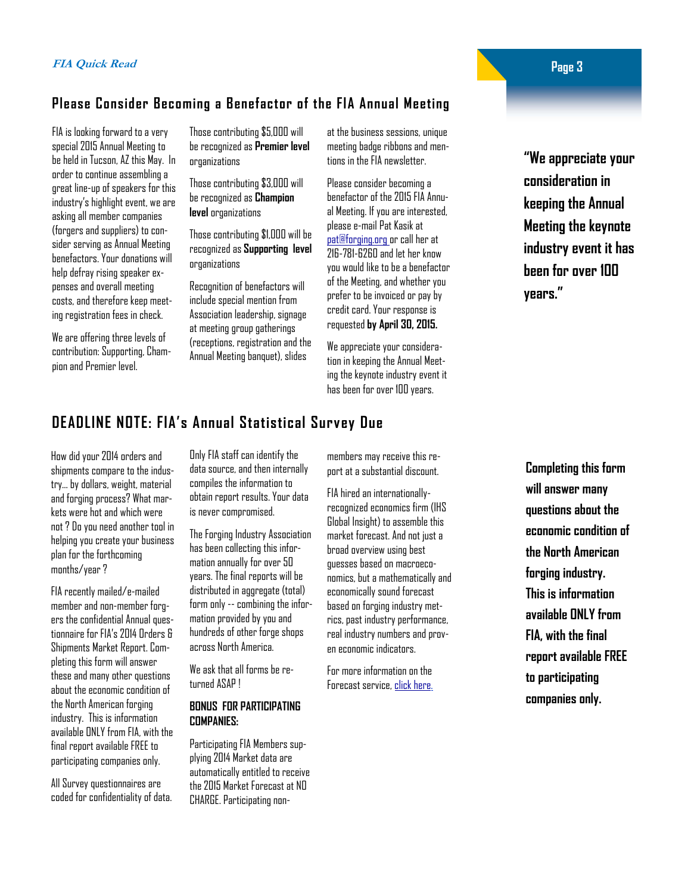## Please Consider Becoming a Benefactor of the FIA Annual Meeting

FIA is looking forward to a very special 2015 Annual Meeting to be held in Tucson, AZ this May. In order to continue assembling a great line-up of speakers for this industry's highlight event, we are asking all member companies (forgers and suppliers) to consider serving as Annual Meeting benefactors. Your donations will help defray rising speaker expenses and overall meeting costs, and therefore keep meeting registration fees in check.

We are offering three levels of contribution: Supporting, Champion and Premier level.

Those contributing $5,000 will be recognized as **Premier level** organizations

Those contributing $3,000 will be recognized as **Champion level** organizations

Those contributing $1,000 will be recognized as **Supporting level** organizations

Recognition of benefactors will include special mention from Association leadership, signage at meeting group gatherings (receptions, registration and the Annual Meeting banquet), slides at the business sessions, unique meeting badge ribbons and mentions in the FIA newsletter.

Please consider becoming a benefactor of the 2015 FIA Annual Meeting. If you are interested, please e-mail Pat Kasik at pat@forging.org or call her at 216-781-6260 and let her know you would like to be a benefactor of the Meeting, and whether you prefer to be invoiced or pay by credit card. Your response is requested **by April 30, 2015.**

We appreciate your consideration in keeping the Annual Meeting the keynote industry event it has been for over 100 years.

**"We appreciate your consideration in keeping the Annual Meeting the keynote industry event it has been for over 100 years."**

## DEADLINE NOTE: FIA's Annual Statistical Survey Due

How did your 2014 orders and shipments compare to the industry… by dollars, weight, material and forging process? What markets were hot and which were not ? Do you need another tool in helping you create your business plan for the forthcoming months/year ?

FIA recently mailed/e-mailed member and non-member forgers the confidential Annual questionnaire for FIA's 2014 Orders & Shipments Market Report. Completing this form will answer these and many other questions about the economic condition of the North American forging industry. This is information available ONLY from FIA, with the final report available FREE to participating companies only.

All Survey questionnaires are coded for confidentiality of data. Only FIA staff can identify the data source, and then internally compiles the information to obtain report results. Your data is never compromised.

The Forging Industry Association has been collecting this information annually for over 50 years. The final reports will be distributed in aggregate (total) form only -- combining the information provided by you and hundreds of other forge shops across North America.

We ask that all forms be returned ASAP !

**BONUS FOR PARTICIPATING COMPANIES:**

Participating FIA Members supplying 2014 Market data are automatically entitled to receive the 2015 Market Forecast at NO CHARGE. Participating non-members may receive this report at a substantial discount.

FIA hired an internationally-recognized economics firm (IHS Global Insight) to assemble this market forecast. And not just a broad overview using best guesses based on macroeconomics, but a mathematically and economically sound forecast based on forging industry metrics, past industry performance, real industry numbers and proven economic indicators.

For more information on the Forecast service, click here.

**Completing this form will answer many questions about the economic condition of the North American forging industry. This is information available ONLY from FIA, with the final report available FREE to participating companies only.**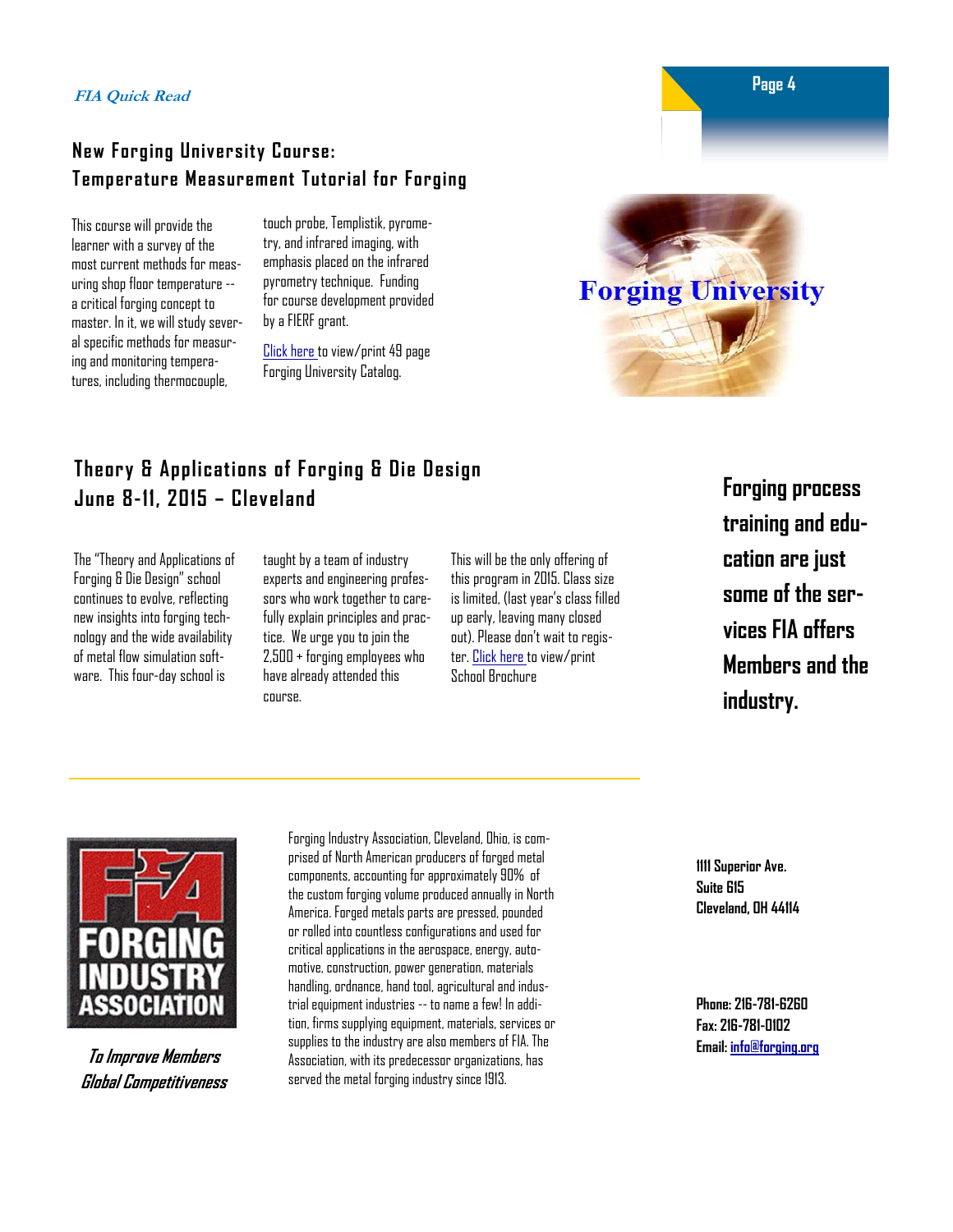## New Forging University Course: Temperature Measurement Tutorial for Forging

This course will provide the learner with a survey of the most current methods for measuring shop floor temperature -- a critical forging concept to master. In it, we will study several specific methods for measuring and monitoring temperatures, including thermocouple, touch probe, Templistik, pyrometry, and infrared imaging, with emphasis placed on the infrared pyrometry technique. Funding for course development provided by a FIERF grant.

Click here to view/print 49 page Forging University Catalog.

Forging University

## Theory & Applications of Forging & Die Design June 8-11, 2015 – Cleveland

The "Theory and Applications of Forging & Die Design" school continues to evolve, reflecting new insights into forging technology and the wide availability of metal flow simulation software. This four-day school is taught by a team of industry experts and engineering professors who work together to carefully explain principles and practice. We urge you to join the 2,500 + forging employees who have already attended this course.

This will be the only offering of this program in 2015. Class size is limited, (last year's class filled up early, leaving many closed out). Please don't wait to register. Click here to view/print School Brochure

**Forging process training and education are just some of the services FIA offers Members and the industry.**

---

FIA FORGING INDUSTRY ASSOCIATION

***To Improve Members Global Competitiveness***

Forging Industry Association, Cleveland, Ohio, is comprised of North American producers of forged metal components, accounting for approximately 90% of the custom forging volume produced annually in North America. Forged metals parts are pressed, pounded or rolled into countless configurations and used for critical applications in the aerospace, energy, automotive, construction, power generation, materials handling, ordnance, hand tool, agricultural and industrial equipment industries -- to name a few! In addition, firms supplying equipment, materials, services or supplies to the industry are also members of FIA. The Association, with its predecessor organizations, has served the metal forging industry since 1913.

**1111 Superior Ave.**
**Suite 615**
**Cleveland, OH 44114**

**Phone: 216-781-6260**
**Fax: 216-781-0102**
**Email: info@forging.org**